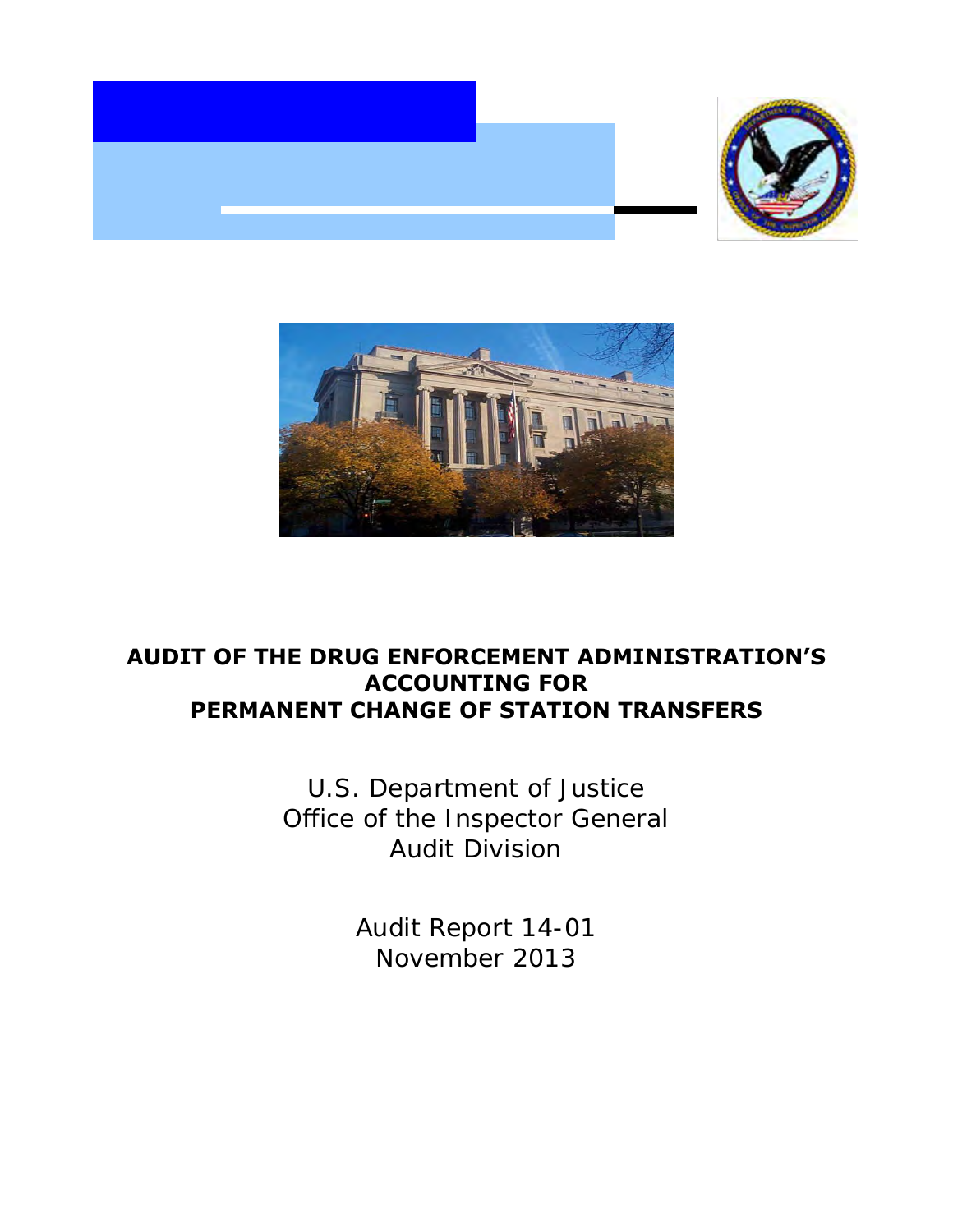# AUDIT OF THE DRUG ENFORCEMENT ADMINISTRATION'S ACCOUNTING FOR PERMANENT CHANGE OF STATION TRANSFERS

U.S. Department of Justice
Office of the Inspector General
Audit Division

Audit Report 14-01
November 2013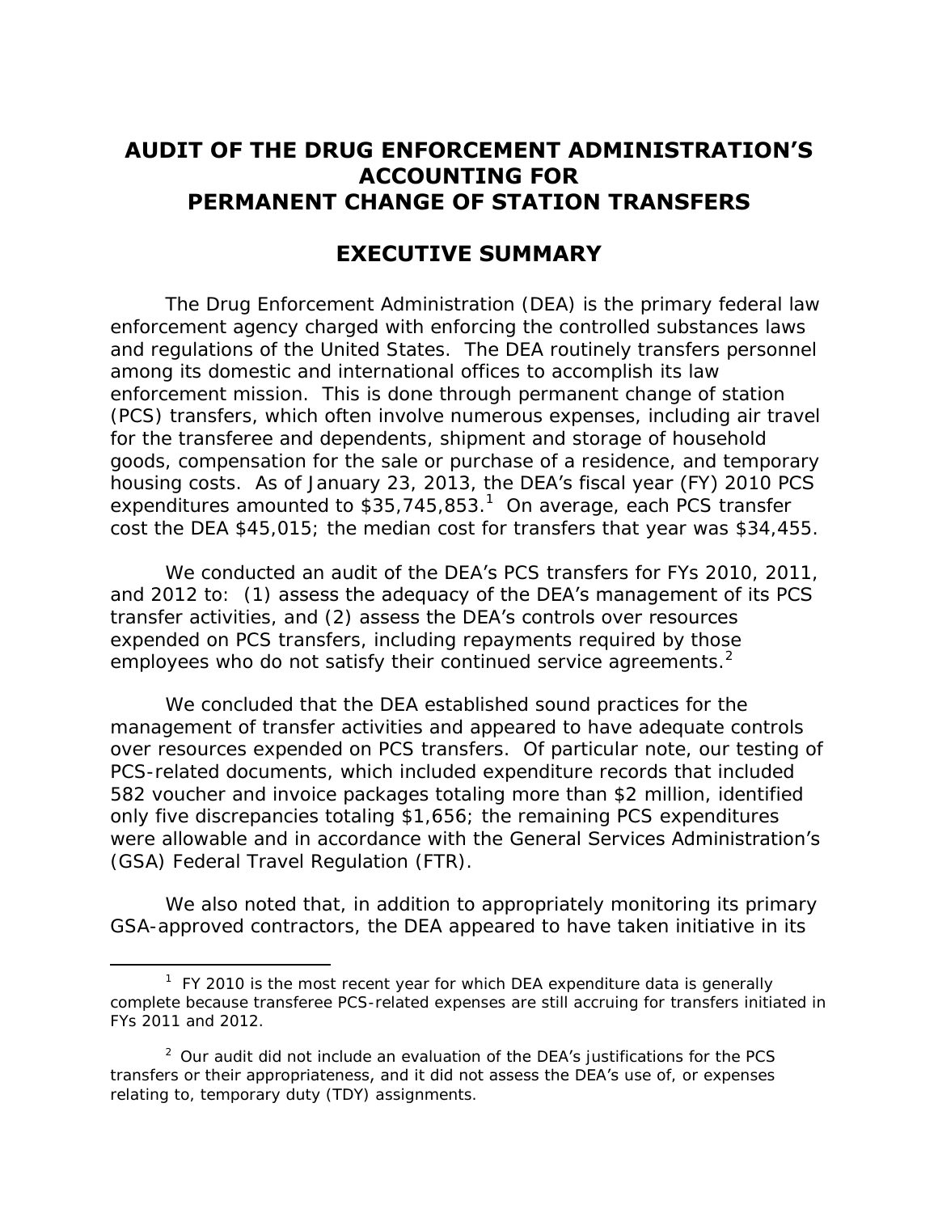# AUDIT OF THE DRUG ENFORCEMENT ADMINISTRATION'S ACCOUNTING FOR PERMANENT CHANGE OF STATION TRANSFERS

## EXECUTIVE SUMMARY

The Drug Enforcement Administration (DEA) is the primary federal law enforcement agency charged with enforcing the controlled substances laws and regulations of the United States. The DEA routinely transfers personnel among its domestic and international offices to accomplish its law enforcement mission. This is done through permanent change of station (PCS) transfers, which often involve numerous expenses, including air travel for the transferee and dependents, shipment and storage of household goods, compensation for the sale or purchase of a residence, and temporary housing costs. As of January 23, 2013, the DEA's fiscal year (FY) 2010 PCS expenditures amounted to \$35,745,853.[1] On average, each PCS transfer cost the DEA \$45,015; the median cost for transfers that year was \$34,455.

We conducted an audit of the DEA's PCS transfers for FYs 2010, 2011, and 2012 to: (1) assess the adequacy of the DEA's management of its PCS transfer activities, and (2) assess the DEA's controls over resources expended on PCS transfers, including repayments required by those employees who do not satisfy their continued service agreements.[2]

We concluded that the DEA established sound practices for the management of transfer activities and appeared to have adequate controls over resources expended on PCS transfers. Of particular note, our testing of PCS-related documents, which included expenditure records that included 582 voucher and invoice packages totaling more than \$2 million, identified only five discrepancies totaling \$1,656; the remaining PCS expenditures were allowable and in accordance with the General Services Administration's (GSA) Federal Travel Regulation (FTR).

We also noted that, in addition to appropriately monitoring its primary GSA-approved contractors, the DEA appeared to have taken initiative in its

---

[1] FY 2010 is the most recent year for which DEA expenditure data is generally complete because transferee PCS-related expenses are still accruing for transfers initiated in FYs 2011 and 2012.

[2] Our audit did not include an evaluation of the DEA's justifications for the PCS transfers or their appropriateness, and it did not assess the DEA's use of, or expenses relating to, temporary duty (TDY) assignments.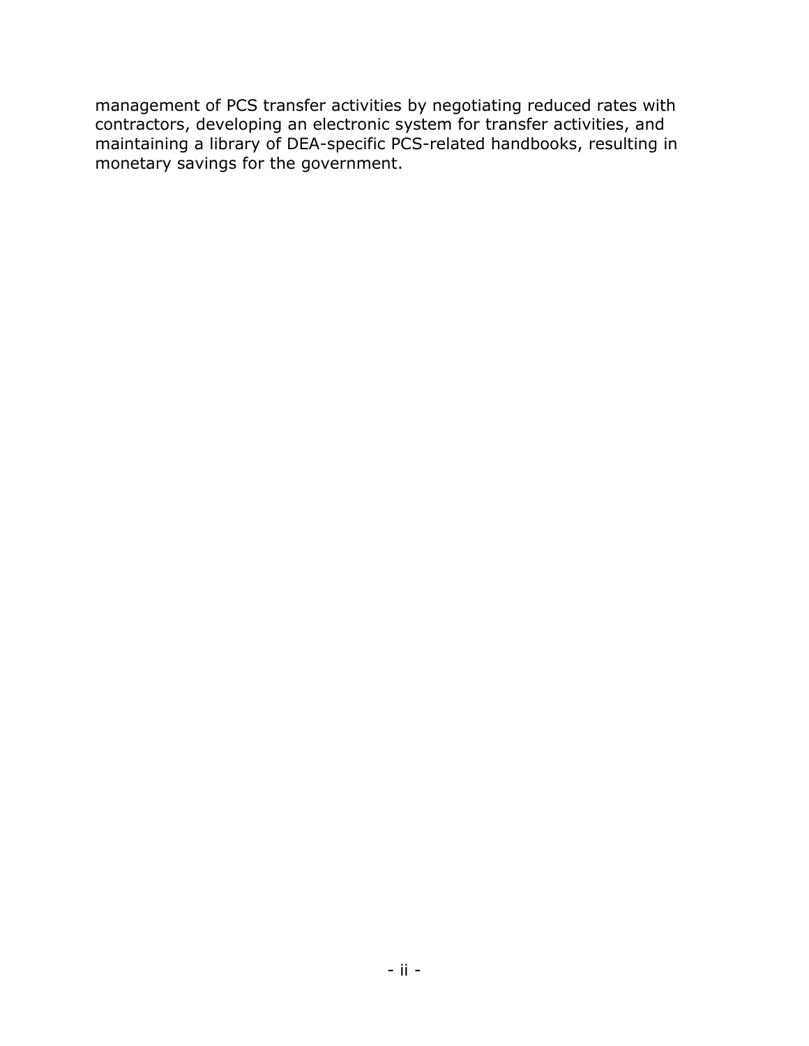management of PCS transfer activities by negotiating reduced rates with contractors, developing an electronic system for transfer activities, and maintaining a library of DEA-specific PCS-related handbooks, resulting in monetary savings for the government.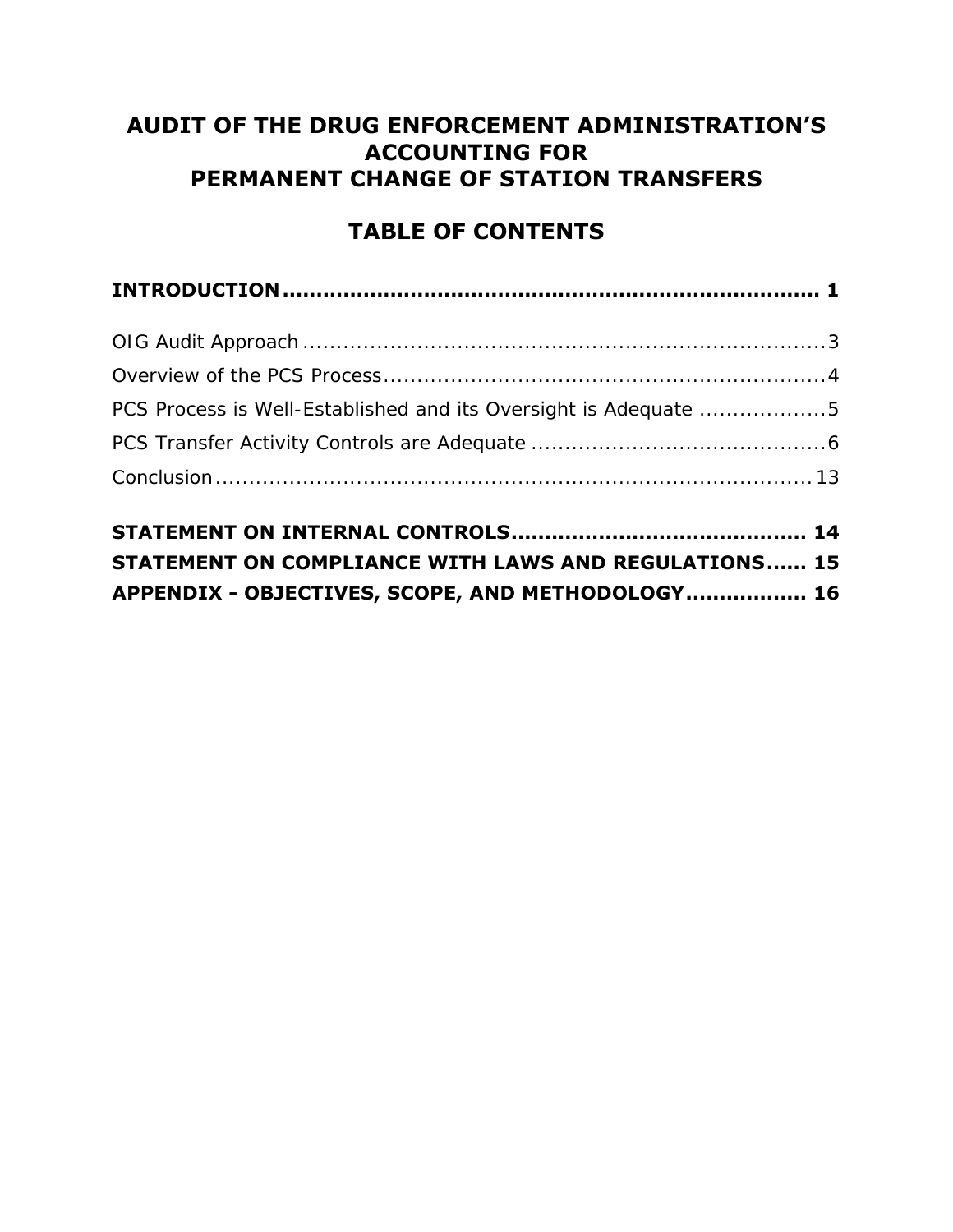# AUDIT OF THE DRUG ENFORCEMENT ADMINISTRATION'S ACCOUNTING FOR PERMANENT CHANGE OF STATION TRANSFERS

## TABLE OF CONTENTS

**INTRODUCTION** .................................................................... **1**

OIG Audit Approach .................................................................... 3

Overview of the PCS Process .................................................................... 4

PCS Process is Well-Established and its Oversight is Adequate .................... 5

PCS Transfer Activity Controls are Adequate ............................................ 6

Conclusion .................................................................... 13

**STATEMENT ON INTERNAL CONTROLS** ........................................... **14**

**STATEMENT ON COMPLIANCE WITH LAWS AND REGULATIONS** ...... **15**

**APPENDIX - OBJECTIVES, SCOPE, AND METHODOLOGY** ................. **16**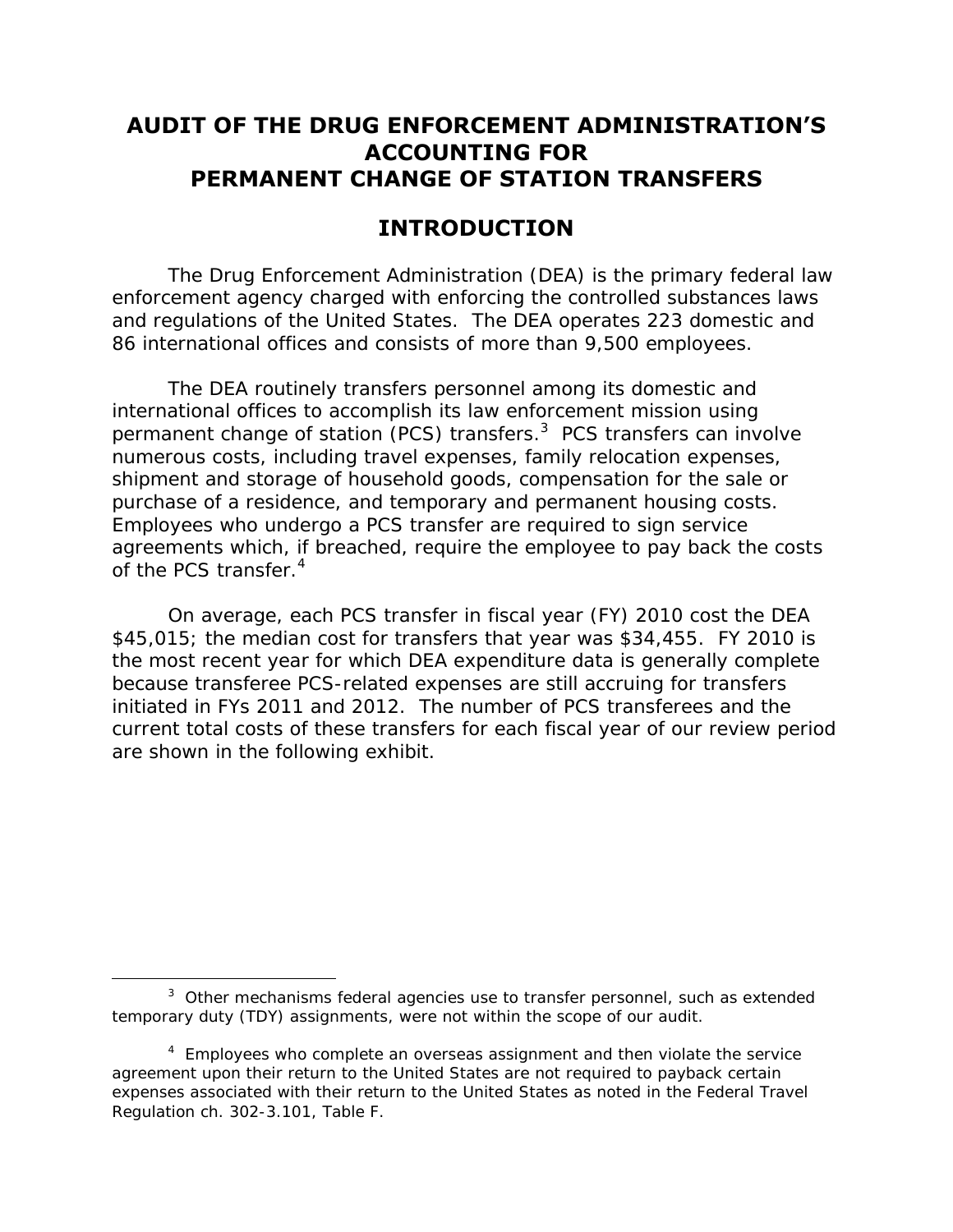# AUDIT OF THE DRUG ENFORCEMENT ADMINISTRATION'S ACCOUNTING FOR PERMANENT CHANGE OF STATION TRANSFERS

## INTRODUCTION

The Drug Enforcement Administration (DEA) is the primary federal law enforcement agency charged with enforcing the controlled substances laws and regulations of the United States. The DEA operates 223 domestic and 86 international offices and consists of more than 9,500 employees.

The DEA routinely transfers personnel among its domestic and international offices to accomplish its law enforcement mission using permanent change of station (PCS) transfers.[3] PCS transfers can involve numerous costs, including travel expenses, family relocation expenses, shipment and storage of household goods, compensation for the sale or purchase of a residence, and temporary and permanent housing costs. Employees who undergo a PCS transfer are required to sign service agreements which, if breached, require the employee to pay back the costs of the PCS transfer.[4]

On average, each PCS transfer in fiscal year (FY) 2010 cost the DEA $45,015; the median cost for transfers that year was $34,455. FY 2010 is the most recent year for which DEA expenditure data is generally complete because transferee PCS-related expenses are still accruing for transfers initiated in FYs 2011 and 2012. The number of PCS transferees and the current total costs of these transfers for each fiscal year of our review period are shown in the following exhibit.

---

[3] Other mechanisms federal agencies use to transfer personnel, such as extended temporary duty (TDY) assignments, were not within the scope of our audit.

[4] Employees who complete an overseas assignment and then violate the service agreement upon their return to the United States are not required to payback certain expenses associated with their return to the United States as noted in the Federal Travel Regulation ch. 302-3.101, Table F.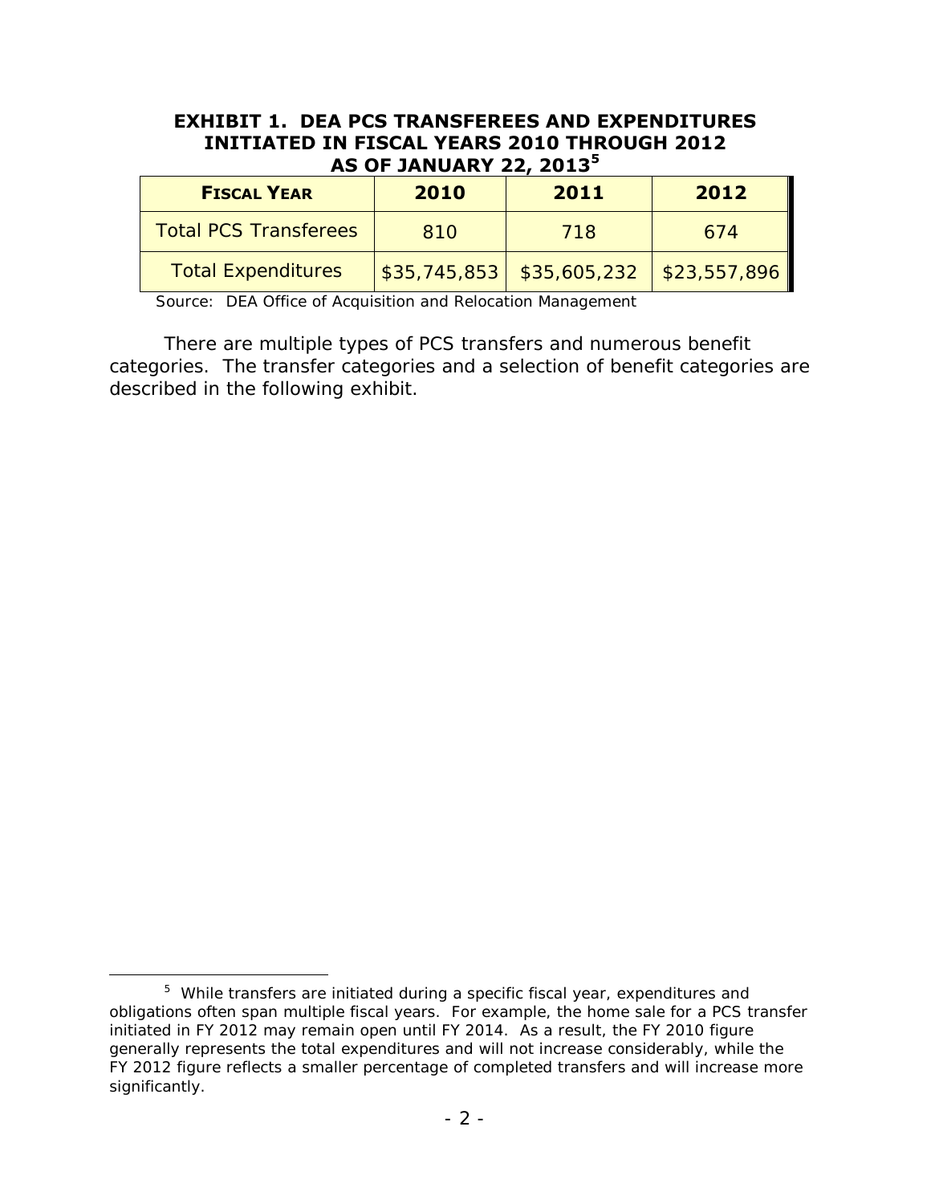**EXHIBIT 1. DEA PCS TRANSFEREES AND EXPENDITURES INITIATED IN FISCAL YEARS 2010 THROUGH 2012 AS OF JANUARY 22, 2013[5]**

| FISCAL YEAR | 2010 | 2011 | 2012 |
|---|---|---|---|
| Total PCS Transferees | 810 | 718 | 674 |
| Total Expenditures | $35,745,853 | $35,605,232 | $23,557,896 |

Source: DEA Office of Acquisition and Relocation Management

There are multiple types of PCS transfers and numerous benefit categories. The transfer categories and a selection of benefit categories are described in the following exhibit.

[5] While transfers are initiated during a specific fiscal year, expenditures and obligations often span multiple fiscal years. For example, the home sale for a PCS transfer initiated in FY 2012 may remain open until FY 2014. As a result, the FY 2010 figure generally represents the total expenditures and will not increase considerably, while the FY 2012 figure reflects a smaller percentage of completed transfers and will increase more significantly.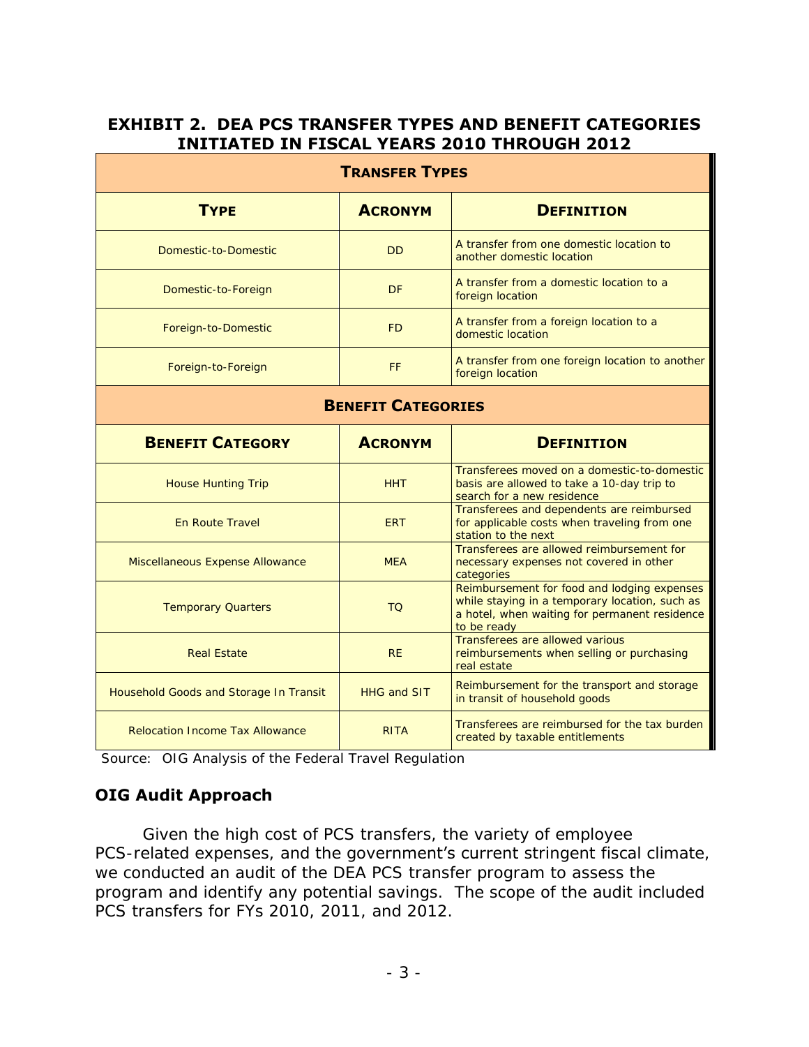## EXHIBIT 2. DEA PCS TRANSFER TYPES AND BENEFIT CATEGORIES INITIATED IN FISCAL YEARS 2010 THROUGH 2012

| TRANSFER TYPES | | |
|---|---|---|
| **TYPE** | **ACRONYM** | **DEFINITION** |
| Domestic-to-Domestic | DD | A transfer from one domestic location to another domestic location |
| Domestic-to-Foreign | DF | A transfer from a domestic location to a foreign location |
| Foreign-to-Domestic | FD | A transfer from a foreign location to a domestic location |
| Foreign-to-Foreign | FF | A transfer from one foreign location to another foreign location |
| **BENEFIT CATEGORIES** | | |
| **BENEFIT CATEGORY** | **ACRONYM** | **DEFINITION** |
| House Hunting Trip | HHT | Transferees moved on a domestic-to-domestic basis are allowed to take a 10-day trip to search for a new residence |
| En Route Travel | ERT | Transferees and dependents are reimbursed for applicable costs when traveling from one station to the next |
| Miscellaneous Expense Allowance | MEA | Transferees are allowed reimbursement for necessary expenses not covered in other categories |
| Temporary Quarters | TQ | Reimbursement for food and lodging expenses while staying in a temporary location, such as a hotel, when waiting for permanent residence to be ready |
| Real Estate | RE | Transferees are allowed various reimbursements when selling or purchasing real estate |
| Household Goods and Storage In Transit | HHG and SIT | Reimbursement for the transport and storage in transit of household goods |
| Relocation Income Tax Allowance | RITA | Transferees are reimbursed for the tax burden created by taxable entitlements |

Source: OIG Analysis of the Federal Travel Regulation

### OIG Audit Approach

Given the high cost of PCS transfers, the variety of employee PCS-related expenses, and the government's current stringent fiscal climate, we conducted an audit of the DEA PCS transfer program to assess the program and identify any potential savings. The scope of the audit included PCS transfers for FYs 2010, 2011, and 2012.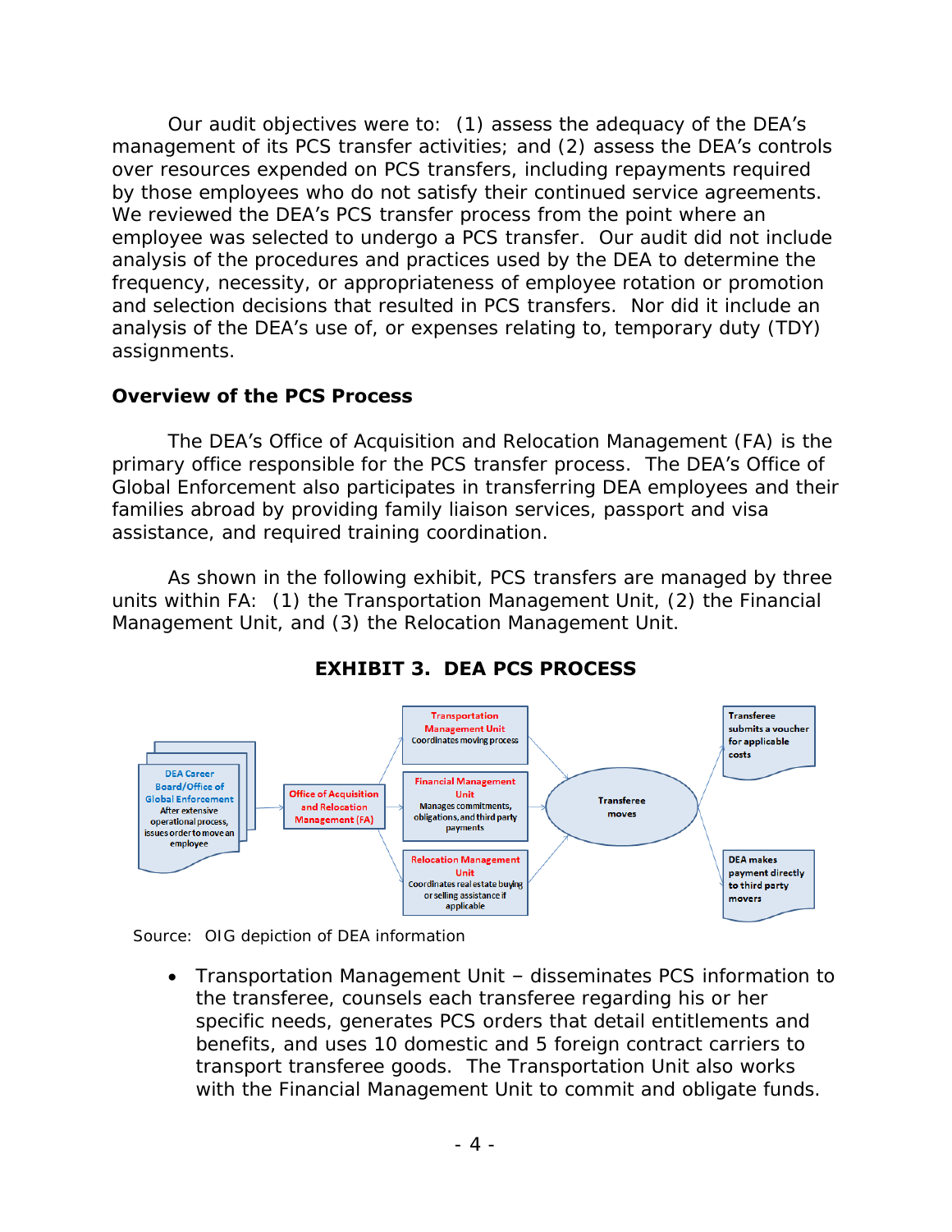Our audit objectives were to: (1) assess the adequacy of the DEA's management of its PCS transfer activities; and (2) assess the DEA's controls over resources expended on PCS transfers, including repayments required by those employees who do not satisfy their continued service agreements. We reviewed the DEA's PCS transfer process from the point where an employee was selected to undergo a PCS transfer. Our audit did not include analysis of the procedures and practices used by the DEA to determine the frequency, necessity, or appropriateness of employee rotation or promotion and selection decisions that resulted in PCS transfers. Nor did it include an analysis of the DEA's use of, or expenses relating to, temporary duty (TDY) assignments.

## Overview of the PCS Process

The DEA's Office of Acquisition and Relocation Management (FA) is the primary office responsible for the PCS transfer process. The DEA's Office of Global Enforcement also participates in transferring DEA employees and their families abroad by providing family liaison services, passport and visa assistance, and required training coordination.

As shown in the following exhibit, PCS transfers are managed by three units within FA: (1) the Transportation Management Unit, (2) the Financial Management Unit, and (3) the Relocation Management Unit.

**EXHIBIT 3. DEA PCS PROCESS**

DEA Career Board/Office of Global Enforcement — After extensive operational process, issues order to move an employee → Office of Acquisition and Relocation Management (FA) → Transportation Management Unit (Coordinates moving process); Financial Management Unit (Manages commitments, obligations, and third party payments); Relocation Management Unit (Coordinates real estate buying or selling assistance if applicable) → Transferee moves → Transferee submits a voucher for applicable costs; DEA makes payment directly to third party movers

Source: OIG depiction of DEA information

- Transportation Management Unit – disseminates PCS information to the transferee, counsels each transferee regarding his or her specific needs, generates PCS orders that detail entitlements and benefits, and uses 10 domestic and 5 foreign contract carriers to transport transferee goods. The Transportation Unit also works with the Financial Management Unit to commit and obligate funds.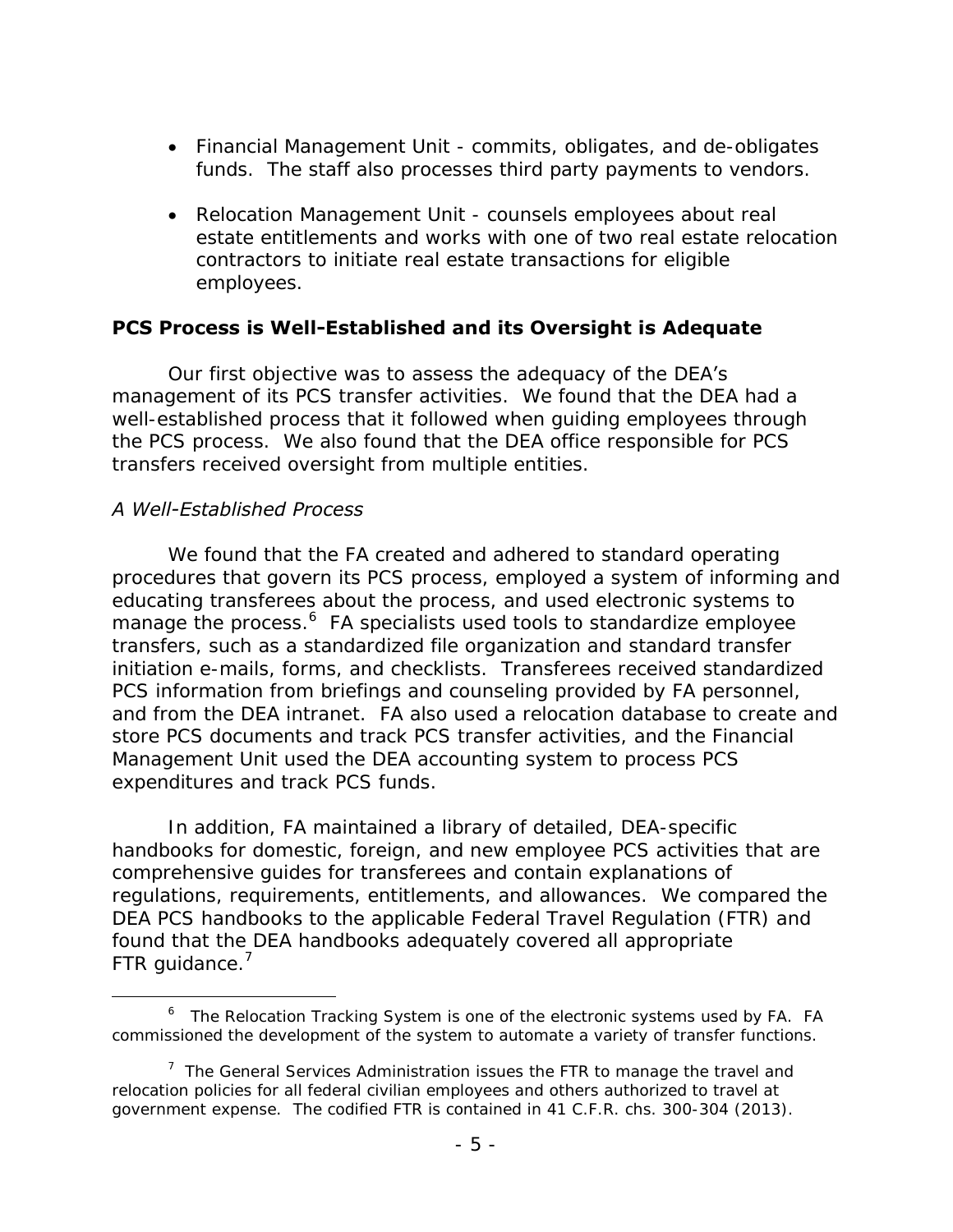- Financial Management Unit - commits, obligates, and de-obligates funds. The staff also processes third party payments to vendors.
- Relocation Management Unit - counsels employees about real estate entitlements and works with one of two real estate relocation contractors to initiate real estate transactions for eligible employees.

## PCS Process is Well-Established and its Oversight is Adequate

Our first objective was to assess the adequacy of the DEA's management of its PCS transfer activities. We found that the DEA had a well-established process that it followed when guiding employees through the PCS process. We also found that the DEA office responsible for PCS transfers received oversight from multiple entities.

### *A Well-Established Process*

We found that the FA created and adhered to standard operating procedures that govern its PCS process, employed a system of informing and educating transferees about the process, and used electronic systems to manage the process.[6] FA specialists used tools to standardize employee transfers, such as a standardized file organization and standard transfer initiation e-mails, forms, and checklists. Transferees received standardized PCS information from briefings and counseling provided by FA personnel, and from the DEA intranet. FA also used a relocation database to create and store PCS documents and track PCS transfer activities, and the Financial Management Unit used the DEA accounting system to process PCS expenditures and track PCS funds.

In addition, FA maintained a library of detailed, DEA-specific handbooks for domestic, foreign, and new employee PCS activities that are comprehensive guides for transferees and contain explanations of regulations, requirements, entitlements, and allowances. We compared the DEA PCS handbooks to the applicable Federal Travel Regulation (FTR) and found that the DEA handbooks adequately covered all appropriate FTR guidance.[7]

---

[6] The Relocation Tracking System is one of the electronic systems used by FA. FA commissioned the development of the system to automate a variety of transfer functions.

[7] The General Services Administration issues the FTR to manage the travel and relocation policies for all federal civilian employees and others authorized to travel at government expense. The codified FTR is contained in 41 C.F.R. chs. 300-304 (2013).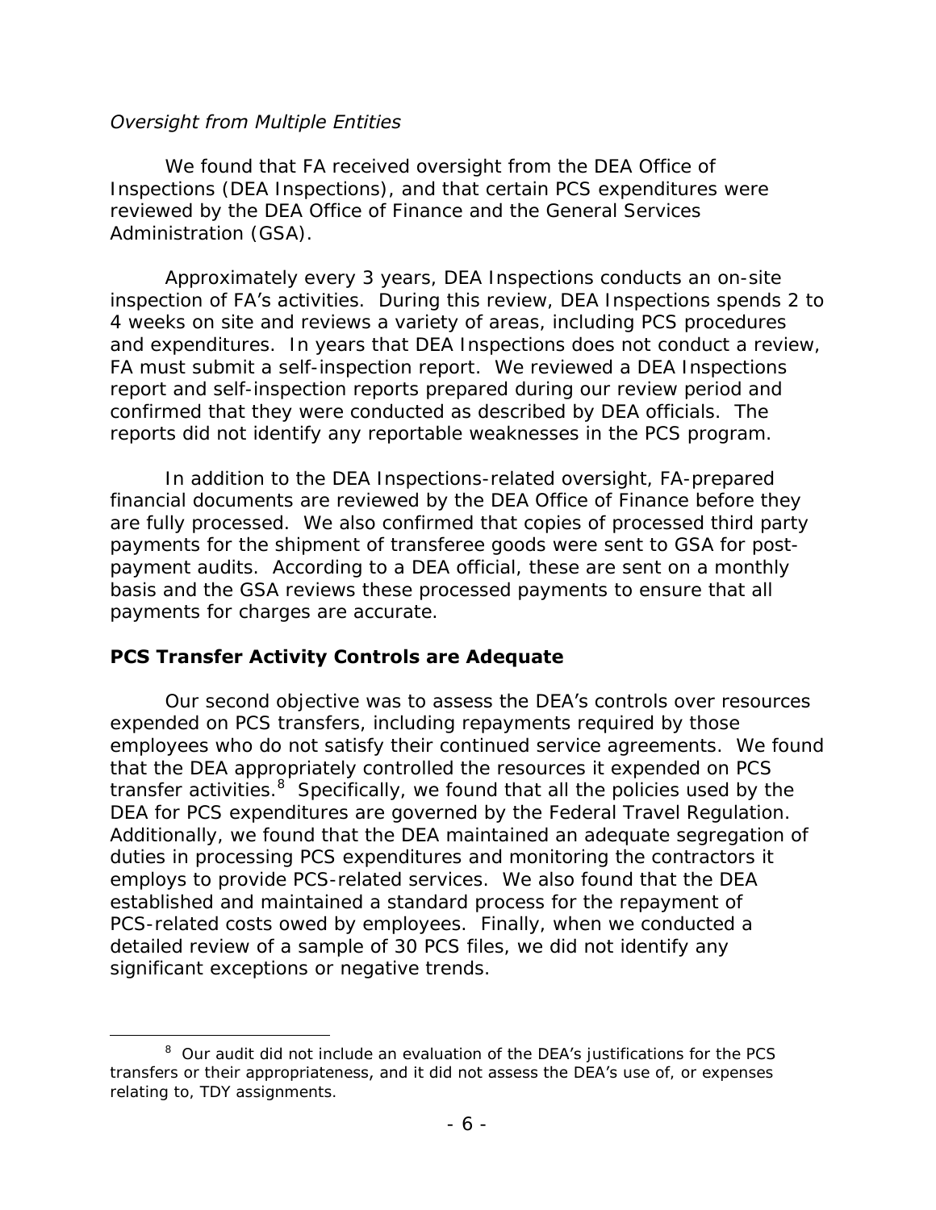*Oversight from Multiple Entities*

We found that FA received oversight from the DEA Office of Inspections (DEA Inspections), and that certain PCS expenditures were reviewed by the DEA Office of Finance and the General Services Administration (GSA).

Approximately every 3 years, DEA Inspections conducts an on-site inspection of FA's activities. During this review, DEA Inspections spends 2 to 4 weeks on site and reviews a variety of areas, including PCS procedures and expenditures. In years that DEA Inspections does not conduct a review, FA must submit a self-inspection report. We reviewed a DEA Inspections report and self-inspection reports prepared during our review period and confirmed that they were conducted as described by DEA officials. The reports did not identify any reportable weaknesses in the PCS program.

In addition to the DEA Inspections-related oversight, FA-prepared financial documents are reviewed by the DEA Office of Finance before they are fully processed. We also confirmed that copies of processed third party payments for the shipment of transferee goods were sent to GSA for post-payment audits. According to a DEA official, these are sent on a monthly basis and the GSA reviews these processed payments to ensure that all payments for charges are accurate.

## PCS Transfer Activity Controls are Adequate

Our second objective was to assess the DEA's controls over resources expended on PCS transfers, including repayments required by those employees who do not satisfy their continued service agreements. We found that the DEA appropriately controlled the resources it expended on PCS transfer activities.[8] Specifically, we found that all the policies used by the DEA for PCS expenditures are governed by the Federal Travel Regulation. Additionally, we found that the DEA maintained an adequate segregation of duties in processing PCS expenditures and monitoring the contractors it employs to provide PCS-related services. We also found that the DEA established and maintained a standard process for the repayment of PCS-related costs owed by employees. Finally, when we conducted a detailed review of a sample of 30 PCS files, we did not identify any significant exceptions or negative trends.

[8] Our audit did not include an evaluation of the DEA's justifications for the PCS transfers or their appropriateness, and it did not assess the DEA's use of, or expenses relating to, TDY assignments.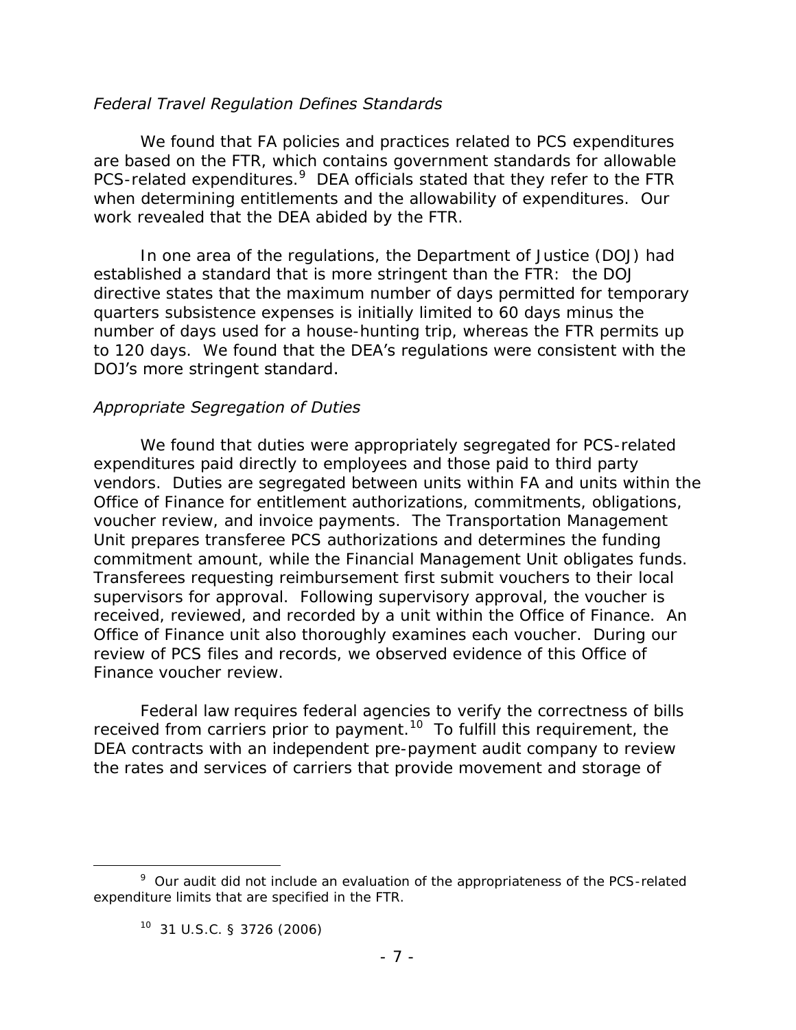*Federal Travel Regulation Defines Standards*

We found that FA policies and practices related to PCS expenditures are based on the FTR, which contains government standards for allowable PCS-related expenditures.[9] DEA officials stated that they refer to the FTR when determining entitlements and the allowability of expenditures. Our work revealed that the DEA abided by the FTR.

In one area of the regulations, the Department of Justice (DOJ) had established a standard that is more stringent than the FTR: the DOJ directive states that the maximum number of days permitted for temporary quarters subsistence expenses is initially limited to 60 days minus the number of days used for a house-hunting trip, whereas the FTR permits up to 120 days. We found that the DEA's regulations were consistent with the DOJ's more stringent standard.

*Appropriate Segregation of Duties*

We found that duties were appropriately segregated for PCS-related expenditures paid directly to employees and those paid to third party vendors. Duties are segregated between units within FA and units within the Office of Finance for entitlement authorizations, commitments, obligations, voucher review, and invoice payments. The Transportation Management Unit prepares transferee PCS authorizations and determines the funding commitment amount, while the Financial Management Unit obligates funds. Transferees requesting reimbursement first submit vouchers to their local supervisors for approval. Following supervisory approval, the voucher is received, reviewed, and recorded by a unit within the Office of Finance. An Office of Finance unit also thoroughly examines each voucher. During our review of PCS files and records, we observed evidence of this Office of Finance voucher review.

Federal law requires federal agencies to verify the correctness of bills received from carriers prior to payment.[10] To fulfill this requirement, the DEA contracts with an independent pre-payment audit company to review the rates and services of carriers that provide movement and storage of

[9] Our audit did not include an evaluation of the appropriateness of the PCS-related expenditure limits that are specified in the FTR.

[10] 31 U.S.C. § 3726 (2006)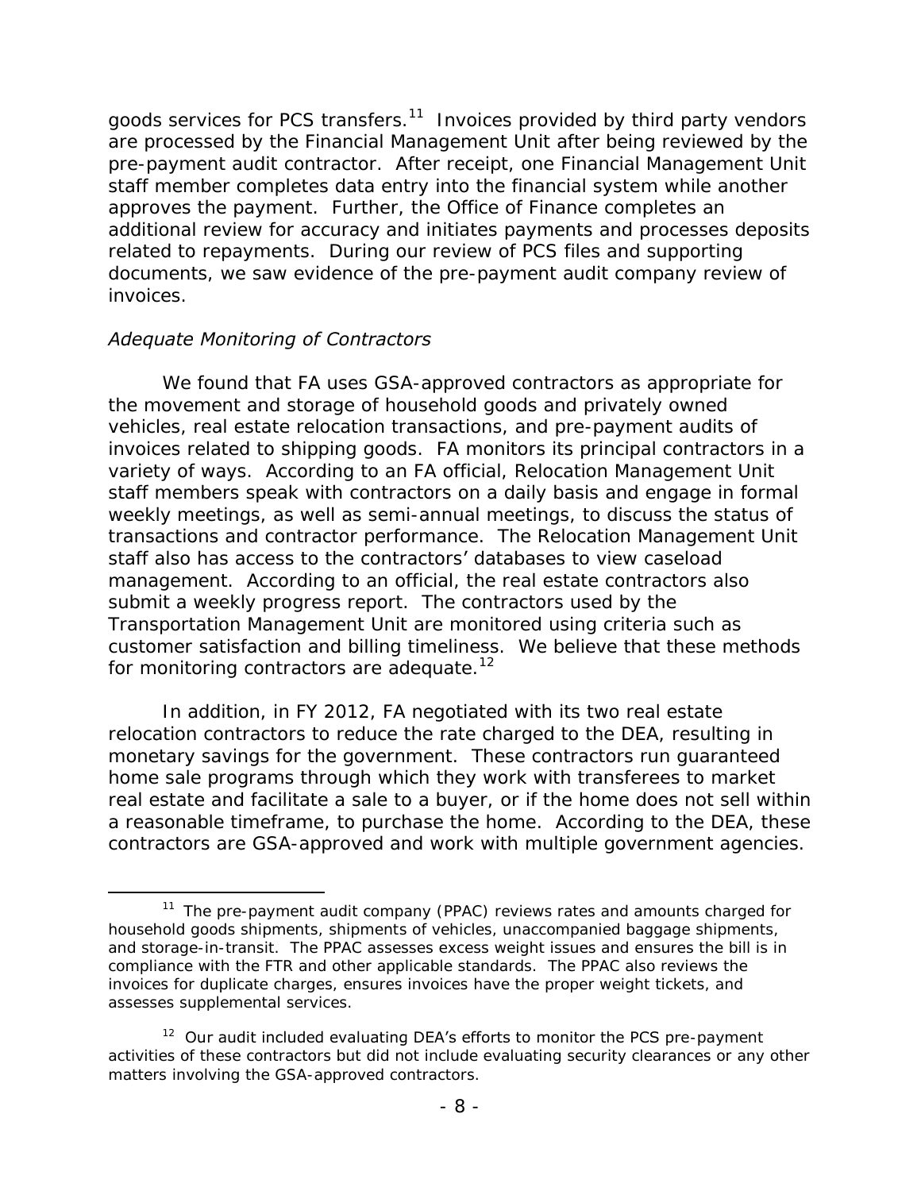goods services for PCS transfers.[11] Invoices provided by third party vendors are processed by the Financial Management Unit after being reviewed by the pre-payment audit contractor. After receipt, one Financial Management Unit staff member completes data entry into the financial system while another approves the payment. Further, the Office of Finance completes an additional review for accuracy and initiates payments and processes deposits related to repayments. During our review of PCS files and supporting documents, we saw evidence of the pre-payment audit company review of invoices.

*Adequate Monitoring of Contractors*

We found that FA uses GSA-approved contractors as appropriate for the movement and storage of household goods and privately owned vehicles, real estate relocation transactions, and pre-payment audits of invoices related to shipping goods. FA monitors its principal contractors in a variety of ways. According to an FA official, Relocation Management Unit staff members speak with contractors on a daily basis and engage in formal weekly meetings, as well as semi-annual meetings, to discuss the status of transactions and contractor performance. The Relocation Management Unit staff also has access to the contractors' databases to view caseload management. According to an official, the real estate contractors also submit a weekly progress report. The contractors used by the Transportation Management Unit are monitored using criteria such as customer satisfaction and billing timeliness. We believe that these methods for monitoring contractors are adequate.[12]

In addition, in FY 2012, FA negotiated with its two real estate relocation contractors to reduce the rate charged to the DEA, resulting in monetary savings for the government. These contractors run guaranteed home sale programs through which they work with transferees to market real estate and facilitate a sale to a buyer, or if the home does not sell within a reasonable timeframe, to purchase the home. According to the DEA, these contractors are GSA-approved and work with multiple government agencies.

---

[11] The pre-payment audit company (PPAC) reviews rates and amounts charged for household goods shipments, shipments of vehicles, unaccompanied baggage shipments, and storage-in-transit. The PPAC assesses excess weight issues and ensures the bill is in compliance with the FTR and other applicable standards. The PPAC also reviews the invoices for duplicate charges, ensures invoices have the proper weight tickets, and assesses supplemental services.

[12] Our audit included evaluating DEA's efforts to monitor the PCS pre-payment activities of these contractors but did not include evaluating security clearances or any other matters involving the GSA-approved contractors.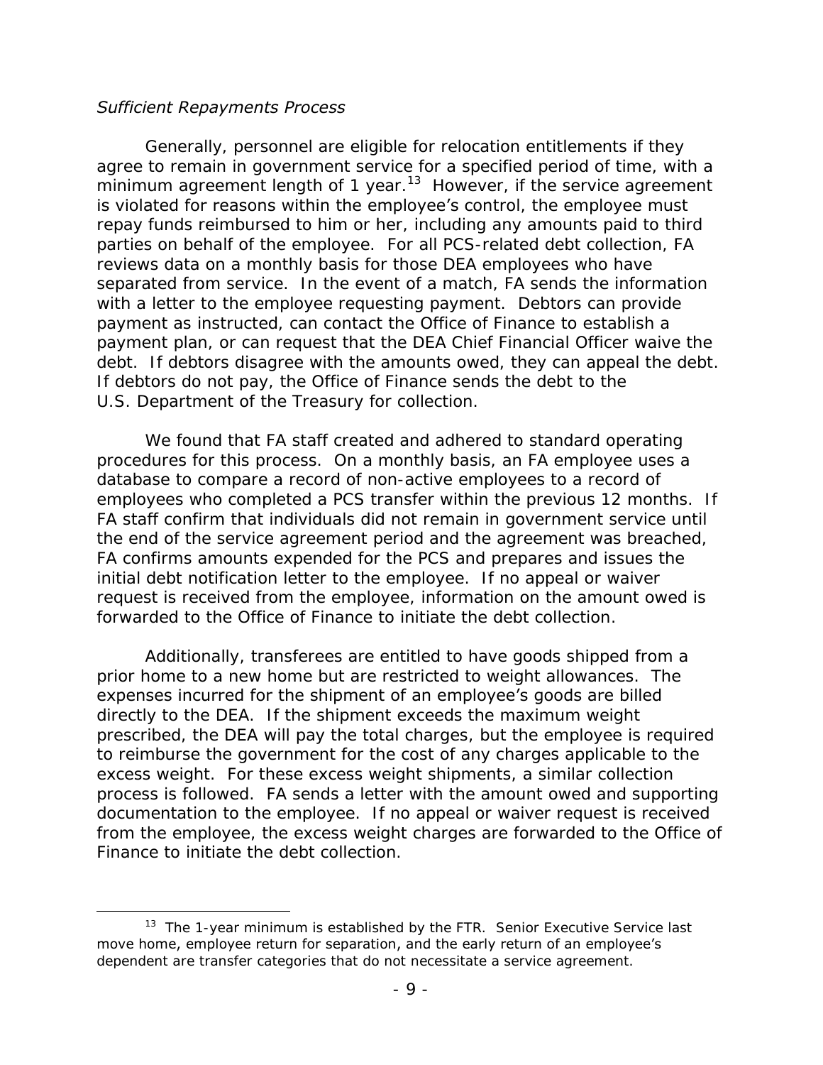*Sufficient Repayments Process*

Generally, personnel are eligible for relocation entitlements if they agree to remain in government service for a specified period of time, with a minimum agreement length of 1 year.[13] However, if the service agreement is violated for reasons within the employee's control, the employee must repay funds reimbursed to him or her, including any amounts paid to third parties on behalf of the employee. For all PCS-related debt collection, FA reviews data on a monthly basis for those DEA employees who have separated from service. In the event of a match, FA sends the information with a letter to the employee requesting payment. Debtors can provide payment as instructed, can contact the Office of Finance to establish a payment plan, or can request that the DEA Chief Financial Officer waive the debt. If debtors disagree with the amounts owed, they can appeal the debt. If debtors do not pay, the Office of Finance sends the debt to the U.S. Department of the Treasury for collection.

We found that FA staff created and adhered to standard operating procedures for this process. On a monthly basis, an FA employee uses a database to compare a record of non-active employees to a record of employees who completed a PCS transfer within the previous 12 months. If FA staff confirm that individuals did not remain in government service until the end of the service agreement period and the agreement was breached, FA confirms amounts expended for the PCS and prepares and issues the initial debt notification letter to the employee. If no appeal or waiver request is received from the employee, information on the amount owed is forwarded to the Office of Finance to initiate the debt collection.

Additionally, transferees are entitled to have goods shipped from a prior home to a new home but are restricted to weight allowances. The expenses incurred for the shipment of an employee's goods are billed directly to the DEA. If the shipment exceeds the maximum weight prescribed, the DEA will pay the total charges, but the employee is required to reimburse the government for the cost of any charges applicable to the excess weight. For these excess weight shipments, a similar collection process is followed. FA sends a letter with the amount owed and supporting documentation to the employee. If no appeal or waiver request is received from the employee, the excess weight charges are forwarded to the Office of Finance to initiate the debt collection.

---

[13] The 1-year minimum is established by the FTR. Senior Executive Service last move home, employee return for separation, and the early return of an employee's dependent are transfer categories that do not necessitate a service agreement.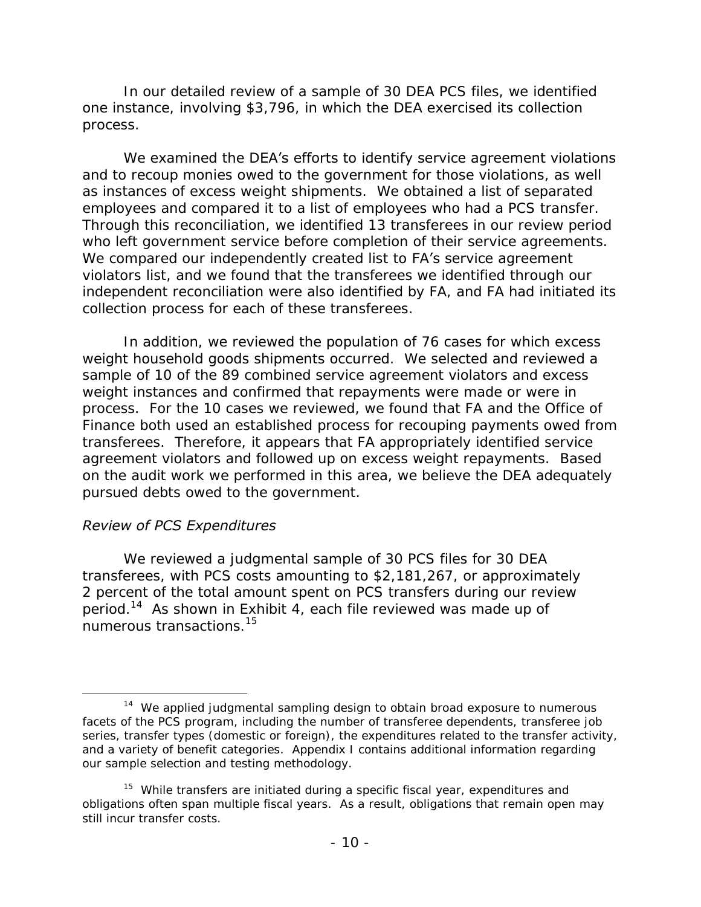In our detailed review of a sample of 30 DEA PCS files, we identified one instance, involving $3,796, in which the DEA exercised its collection process.

We examined the DEA's efforts to identify service agreement violations and to recoup monies owed to the government for those violations, as well as instances of excess weight shipments. We obtained a list of separated employees and compared it to a list of employees who had a PCS transfer. Through this reconciliation, we identified 13 transferees in our review period who left government service before completion of their service agreements. We compared our independently created list to FA's service agreement violators list, and we found that the transferees we identified through our independent reconciliation were also identified by FA, and FA had initiated its collection process for each of these transferees.

In addition, we reviewed the population of 76 cases for which excess weight household goods shipments occurred. We selected and reviewed a sample of 10 of the 89 combined service agreement violators and excess weight instances and confirmed that repayments were made or were in process. For the 10 cases we reviewed, we found that FA and the Office of Finance both used an established process for recouping payments owed from transferees. Therefore, it appears that FA appropriately identified service agreement violators and followed up on excess weight repayments. Based on the audit work we performed in this area, we believe the DEA adequately pursued debts owed to the government.

*Review of PCS Expenditures*

We reviewed a judgmental sample of 30 PCS files for 30 DEA transferees, with PCS costs amounting to $2,181,267, or approximately 2 percent of the total amount spent on PCS transfers during our review period.[14] As shown in Exhibit 4, each file reviewed was made up of numerous transactions.[15]

---

[14] We applied judgmental sampling design to obtain broad exposure to numerous facets of the PCS program, including the number of transferee dependents, transferee job series, transfer types (domestic or foreign), the expenditures related to the transfer activity, and a variety of benefit categories. Appendix I contains additional information regarding our sample selection and testing methodology.

[15] While transfers are initiated during a specific fiscal year, expenditures and obligations often span multiple fiscal years. As a result, obligations that remain open may still incur transfer costs.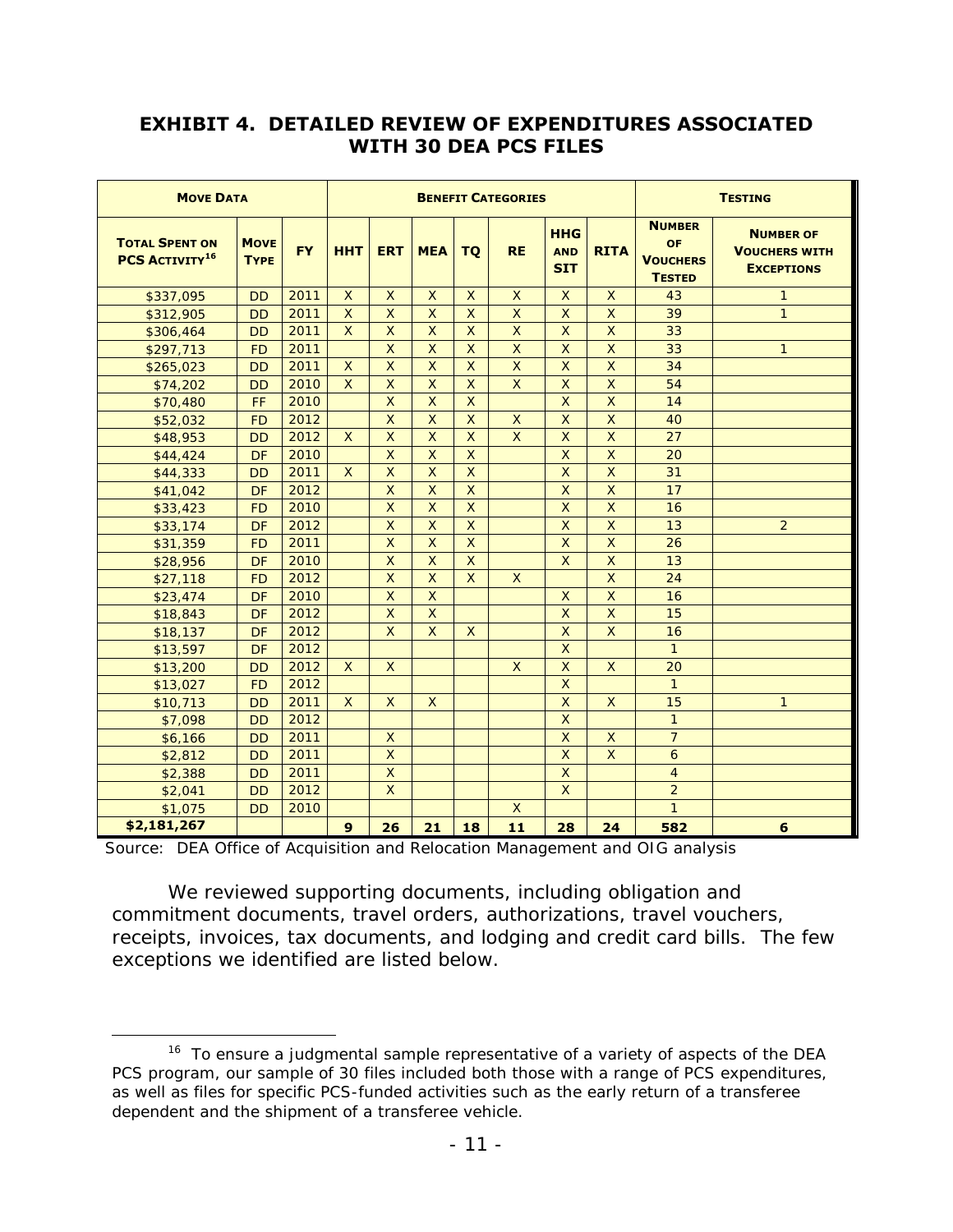# EXHIBIT 4. DETAILED REVIEW OF EXPENDITURES ASSOCIATED WITH 30 DEA PCS FILES

| MOVE DATA | | | BENEFIT CATEGORIES | | | | | | | TESTING | |
|---|---|---|---|---|---|---|---|---|---|---|---|
| TOTAL SPENT ON PCS ACTIVITY[16] | MOVE TYPE | FY | HHT | ERT | MEA | TQ | RE | HHG AND SIT | RITA | NUMBER OF VOUCHERS TESTED | NUMBER OF VOUCHERS WITH EXCEPTIONS |
| $337,095 | DD | 2011 | X | X | X | X | X | X | X | 43 | 1 |
| $312,905 | DD | 2011 | X | X | X | X | X | X | X | 39 | 1 |
| $306,464 | DD | 2011 | X | X | X | X | X | X | X | 33 | |
| $297,713 | FD | 2011 | | X | X | X | X | X | X | 33 | 1 |
| $265,023 | DD | 2011 | X | X | X | X | X | X | X | 34 | |
| $74,202 | DD | 2010 | X | X | X | X | X | X | X | 54 | |
| $70,480 | FF | 2010 | | X | X | X | | X | X | 14 | |
| $52,032 | FD | 2012 | | X | X | X | X | X | X | 40 | |
| $48,953 | DD | 2012 | X | X | X | X | X | X | X | 27 | |
| $44,424 | DF | 2010 | | X | X | X | | X | X | 20 | |
| $44,333 | DD | 2011 | X | X | X | X | | X | X | 31 | |
| $41,042 | DF | 2012 | | X | X | X | | X | X | 17 | |
| $33,423 | FD | 2010 | | X | X | X | | X | X | 16 | |
| $33,174 | DF | 2012 | | X | X | X | | X | X | 13 | 2 |
| $31,359 | FD | 2011 | | X | X | X | | X | X | 26 | |
| $28,956 | DF | 2010 | | X | X | X | | X | X | 13 | |
| $27,118 | FD | 2012 | | X | X | X | X | | X | 24 | |
| $23,474 | DF | 2010 | | X | X | | | X | X | 16 | |
| $18,843 | DF | 2012 | | X | X | | | X | X | 15 | |
| $18,137 | DF | 2012 | | X | X | X | | X | X | 16 | |
| $13,597 | DF | 2012 | | | | | | X | | 1 | |
| $13,200 | DD | 2012 | X | X | | | X | X | X | 20 | |
| $13,027 | FD | 2012 | | | | | | X | | 1 | |
| $10,713 | DD | 2011 | X | X | X | | | X | X | 15 | 1 |
| $7,098 | DD | 2012 | | | | | | X | | 1 | |
| $6,166 | DD | 2011 | | X | | | | X | X | 7 | |
| $2,812 | DD | 2011 | | X | | | | X | X | 6 | |
| $2,388 | DD | 2011 | | X | | | | X | | 4 | |
| $2,041 | DD | 2012 | | X | | | | X | | 2 | |
| $1,075 | DD | 2010 | | | | | X | | | 1 | |
| **$2,181,267** | | | **9** | **26** | **21** | **18** | **11** | **28** | **24** | **582** | **6** |

Source: DEA Office of Acquisition and Relocation Management and OIG analysis

We reviewed supporting documents, including obligation and commitment documents, travel orders, authorizations, travel vouchers, receipts, invoices, tax documents, and lodging and credit card bills. The few exceptions we identified are listed below.

---

[16] To ensure a judgmental sample representative of a variety of aspects of the DEA PCS program, our sample of 30 files included both those with a range of PCS expenditures, as well as files for specific PCS-funded activities such as the early return of a transferee dependent and the shipment of a transferee vehicle.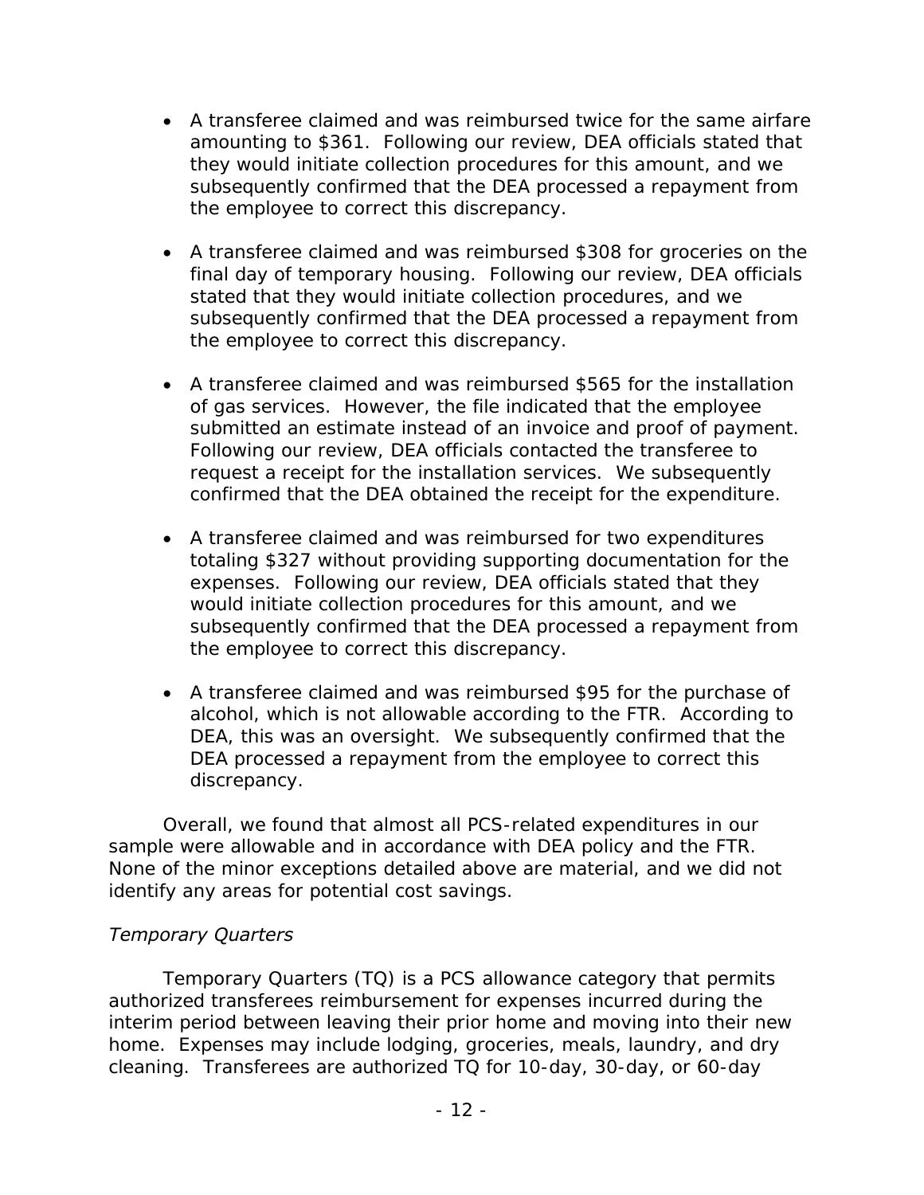- A transferee claimed and was reimbursed twice for the same airfare amounting to $361. Following our review, DEA officials stated that they would initiate collection procedures for this amount, and we subsequently confirmed that the DEA processed a repayment from the employee to correct this discrepancy.

- A transferee claimed and was reimbursed $308 for groceries on the final day of temporary housing. Following our review, DEA officials stated that they would initiate collection procedures, and we subsequently confirmed that the DEA processed a repayment from the employee to correct this discrepancy.

- A transferee claimed and was reimbursed $565 for the installation of gas services. However, the file indicated that the employee submitted an estimate instead of an invoice and proof of payment. Following our review, DEA officials contacted the transferee to request a receipt for the installation services. We subsequently confirmed that the DEA obtained the receipt for the expenditure.

- A transferee claimed and was reimbursed for two expenditures totaling $327 without providing supporting documentation for the expenses. Following our review, DEA officials stated that they would initiate collection procedures for this amount, and we subsequently confirmed that the DEA processed a repayment from the employee to correct this discrepancy.

- A transferee claimed and was reimbursed $95 for the purchase of alcohol, which is not allowable according to the FTR. According to DEA, this was an oversight. We subsequently confirmed that the DEA processed a repayment from the employee to correct this discrepancy.

Overall, we found that almost all PCS-related expenditures in our sample were allowable and in accordance with DEA policy and the FTR. None of the minor exceptions detailed above are material, and we did not identify any areas for potential cost savings.

*Temporary Quarters*

Temporary Quarters (TQ) is a PCS allowance category that permits authorized transferees reimbursement for expenses incurred during the interim period between leaving their prior home and moving into their new home. Expenses may include lodging, groceries, meals, laundry, and dry cleaning. Transferees are authorized TQ for 10-day, 30-day, or 60-day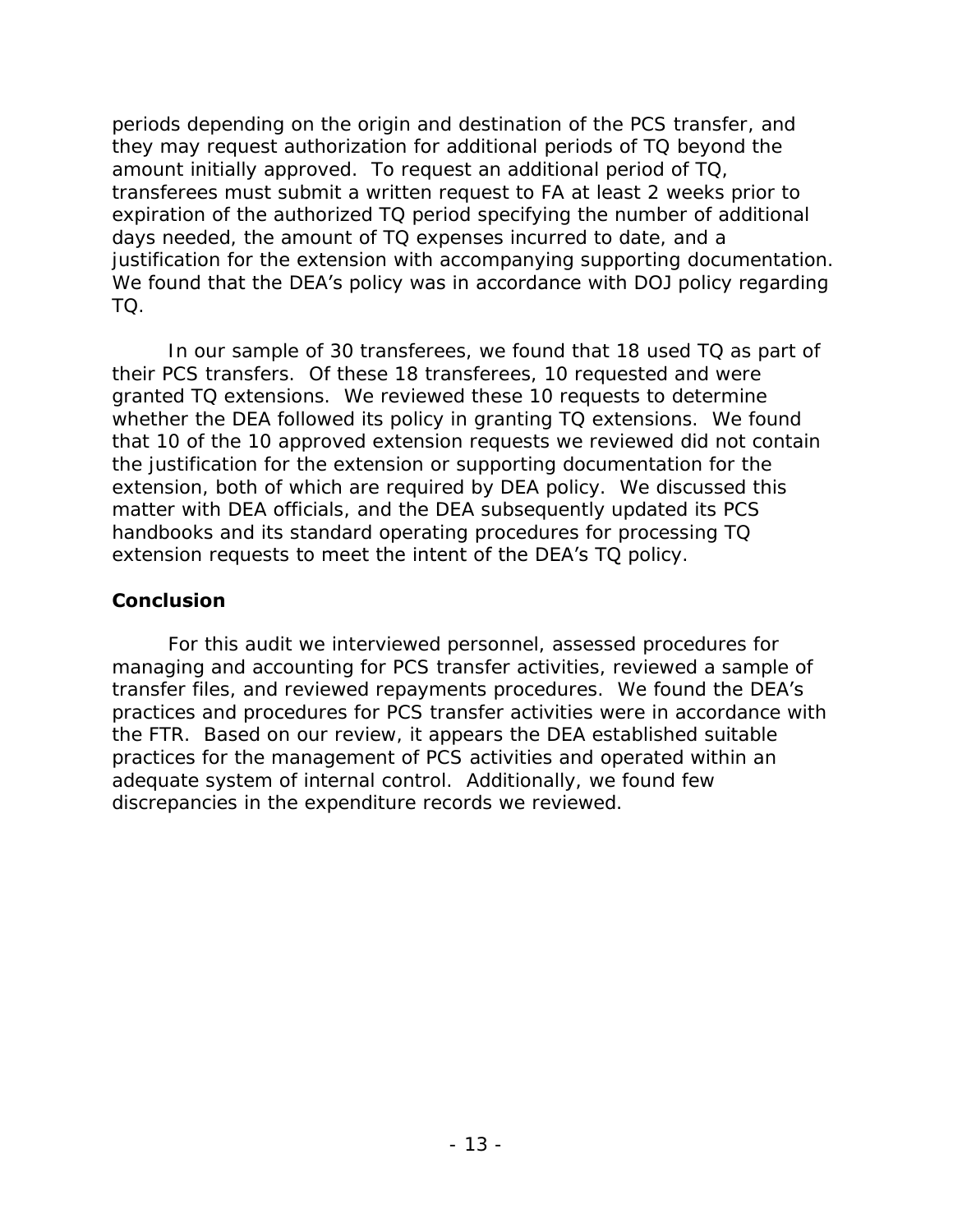periods depending on the origin and destination of the PCS transfer, and they may request authorization for additional periods of TQ beyond the amount initially approved. To request an additional period of TQ, transferees must submit a written request to FA at least 2 weeks prior to expiration of the authorized TQ period specifying the number of additional days needed, the amount of TQ expenses incurred to date, and a justification for the extension with accompanying supporting documentation. We found that the DEA's policy was in accordance with DOJ policy regarding TQ.

In our sample of 30 transferees, we found that 18 used TQ as part of their PCS transfers. Of these 18 transferees, 10 requested and were granted TQ extensions. We reviewed these 10 requests to determine whether the DEA followed its policy in granting TQ extensions. We found that 10 of the 10 approved extension requests we reviewed did not contain the justification for the extension or supporting documentation for the extension, both of which are required by DEA policy. We discussed this matter with DEA officials, and the DEA subsequently updated its PCS handbooks and its standard operating procedures for processing TQ extension requests to meet the intent of the DEA's TQ policy.

## Conclusion

For this audit we interviewed personnel, assessed procedures for managing and accounting for PCS transfer activities, reviewed a sample of transfer files, and reviewed repayments procedures. We found the DEA's practices and procedures for PCS transfer activities were in accordance with the FTR. Based on our review, it appears the DEA established suitable practices for the management of PCS activities and operated within an adequate system of internal control. Additionally, we found few discrepancies in the expenditure records we reviewed.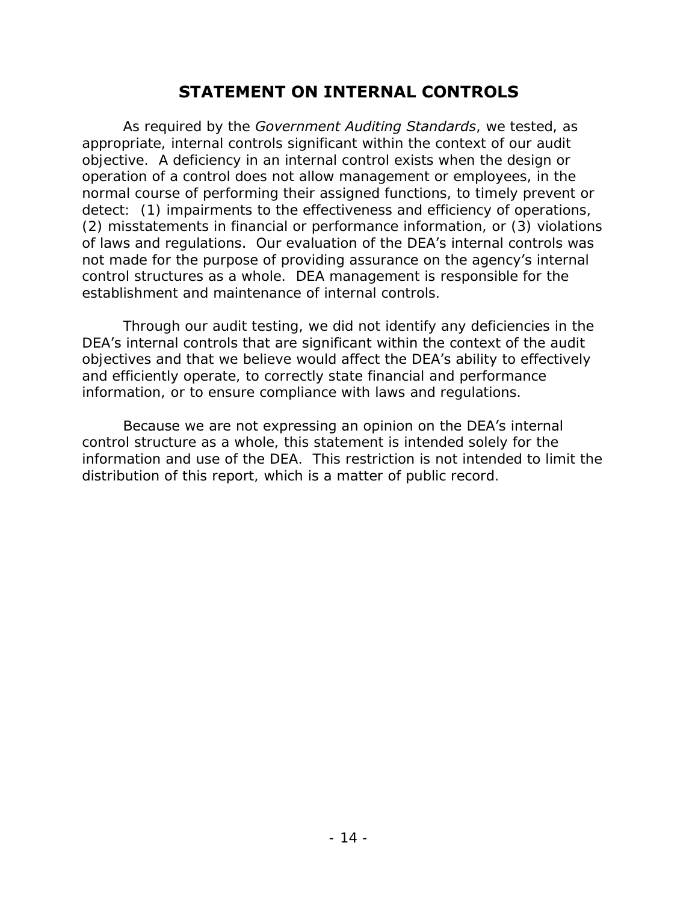## STATEMENT ON INTERNAL CONTROLS

As required by the *Government Auditing Standards*, we tested, as appropriate, internal controls significant within the context of our audit objective. A deficiency in an internal control exists when the design or operation of a control does not allow management or employees, in the normal course of performing their assigned functions, to timely prevent or detect: (1) impairments to the effectiveness and efficiency of operations, (2) misstatements in financial or performance information, or (3) violations of laws and regulations. Our evaluation of the DEA's internal controls was not made for the purpose of providing assurance on the agency's internal control structures as a whole. DEA management is responsible for the establishment and maintenance of internal controls.

Through our audit testing, we did not identify any deficiencies in the DEA's internal controls that are significant within the context of the audit objectives and that we believe would affect the DEA's ability to effectively and efficiently operate, to correctly state financial and performance information, or to ensure compliance with laws and regulations.

Because we are not expressing an opinion on the DEA's internal control structure as a whole, this statement is intended solely for the information and use of the DEA. This restriction is not intended to limit the distribution of this report, which is a matter of public record.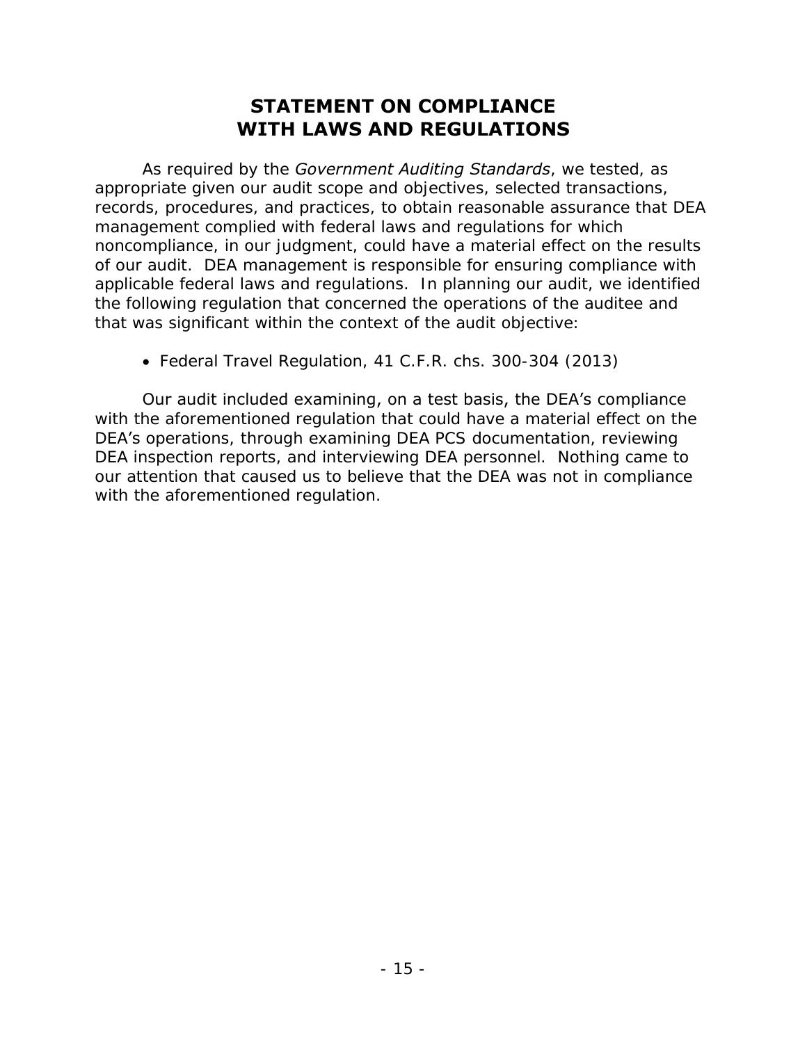# STATEMENT ON COMPLIANCE WITH LAWS AND REGULATIONS

As required by the *Government Auditing Standards*, we tested, as appropriate given our audit scope and objectives, selected transactions, records, procedures, and practices, to obtain reasonable assurance that DEA management complied with federal laws and regulations for which noncompliance, in our judgment, could have a material effect on the results of our audit. DEA management is responsible for ensuring compliance with applicable federal laws and regulations. In planning our audit, we identified the following regulation that concerned the operations of the auditee and that was significant within the context of the audit objective:

- Federal Travel Regulation, 41 C.F.R. chs. 300-304 (2013)

Our audit included examining, on a test basis, the DEA's compliance with the aforementioned regulation that could have a material effect on the DEA's operations, through examining DEA PCS documentation, reviewing DEA inspection reports, and interviewing DEA personnel. Nothing came to our attention that caused us to believe that the DEA was not in compliance with the aforementioned regulation.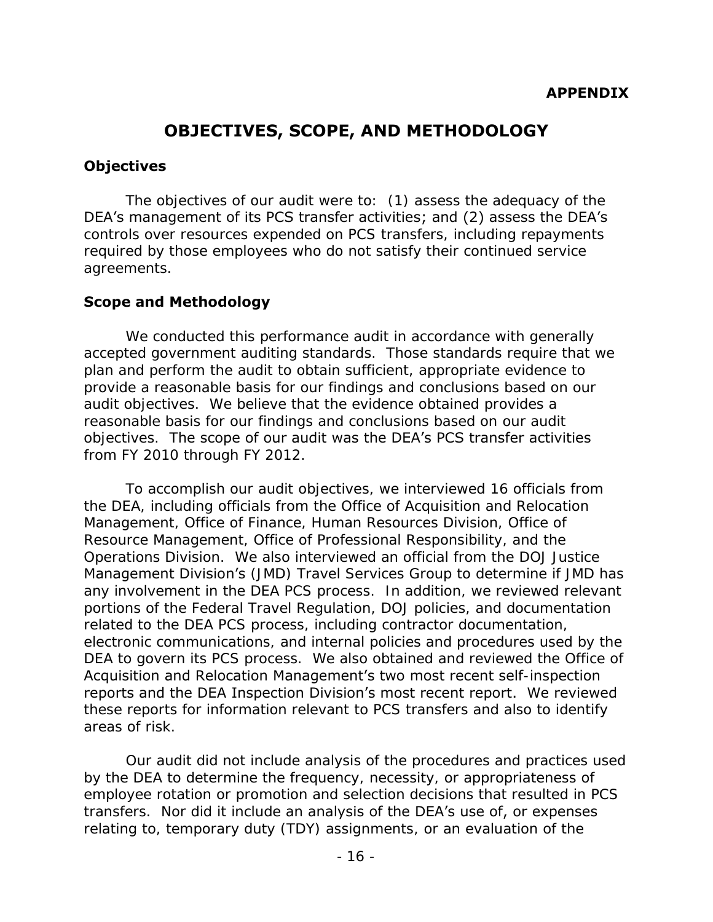**APPENDIX**

# OBJECTIVES, SCOPE, AND METHODOLOGY

## Objectives

The objectives of our audit were to: (1) assess the adequacy of the DEA's management of its PCS transfer activities; and (2) assess the DEA's controls over resources expended on PCS transfers, including repayments required by those employees who do not satisfy their continued service agreements.

## Scope and Methodology

We conducted this performance audit in accordance with generally accepted government auditing standards. Those standards require that we plan and perform the audit to obtain sufficient, appropriate evidence to provide a reasonable basis for our findings and conclusions based on our audit objectives. We believe that the evidence obtained provides a reasonable basis for our findings and conclusions based on our audit objectives. The scope of our audit was the DEA's PCS transfer activities from FY 2010 through FY 2012.

To accomplish our audit objectives, we interviewed 16 officials from the DEA, including officials from the Office of Acquisition and Relocation Management, Office of Finance, Human Resources Division, Office of Resource Management, Office of Professional Responsibility, and the Operations Division. We also interviewed an official from the DOJ Justice Management Division's (JMD) Travel Services Group to determine if JMD has any involvement in the DEA PCS process. In addition, we reviewed relevant portions of the Federal Travel Regulation, DOJ policies, and documentation related to the DEA PCS process, including contractor documentation, electronic communications, and internal policies and procedures used by the DEA to govern its PCS process. We also obtained and reviewed the Office of Acquisition and Relocation Management's two most recent self-inspection reports and the DEA Inspection Division's most recent report. We reviewed these reports for information relevant to PCS transfers and also to identify areas of risk.

Our audit did not include analysis of the procedures and practices used by the DEA to determine the frequency, necessity, or appropriateness of employee rotation or promotion and selection decisions that resulted in PCS transfers. Nor did it include an analysis of the DEA's use of, or expenses relating to, temporary duty (TDY) assignments, or an evaluation of the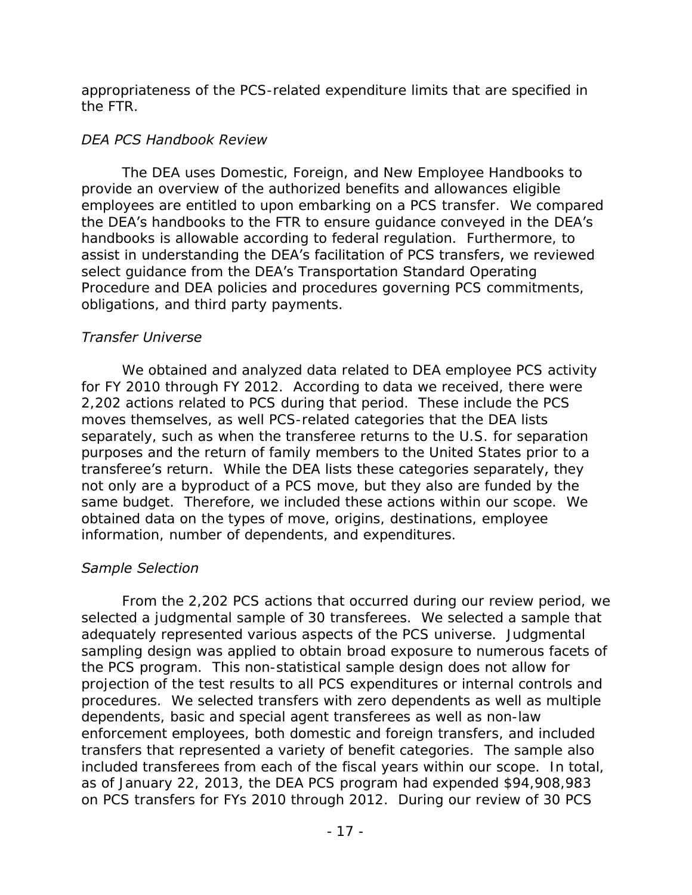appropriateness of the PCS-related expenditure limits that are specified in the FTR.

*DEA PCS Handbook Review*

The DEA uses Domestic, Foreign, and New Employee Handbooks to provide an overview of the authorized benefits and allowances eligible employees are entitled to upon embarking on a PCS transfer. We compared the DEA's handbooks to the FTR to ensure guidance conveyed in the DEA's handbooks is allowable according to federal regulation. Furthermore, to assist in understanding the DEA's facilitation of PCS transfers, we reviewed select guidance from the DEA's Transportation Standard Operating Procedure and DEA policies and procedures governing PCS commitments, obligations, and third party payments.

*Transfer Universe*

We obtained and analyzed data related to DEA employee PCS activity for FY 2010 through FY 2012. According to data we received, there were 2,202 actions related to PCS during that period. These include the PCS moves themselves, as well PCS-related categories that the DEA lists separately, such as when the transferee returns to the U.S. for separation purposes and the return of family members to the United States prior to a transferee's return. While the DEA lists these categories separately, they not only are a byproduct of a PCS move, but they also are funded by the same budget. Therefore, we included these actions within our scope. We obtained data on the types of move, origins, destinations, employee information, number of dependents, and expenditures.

*Sample Selection*

From the 2,202 PCS actions that occurred during our review period, we selected a judgmental sample of 30 transferees. We selected a sample that adequately represented various aspects of the PCS universe. Judgmental sampling design was applied to obtain broad exposure to numerous facets of the PCS program. This non-statistical sample design does not allow for projection of the test results to all PCS expenditures or internal controls and procedures. We selected transfers with zero dependents as well as multiple dependents, basic and special agent transferees as well as non-law enforcement employees, both domestic and foreign transfers, and included transfers that represented a variety of benefit categories. The sample also included transferees from each of the fiscal years within our scope. In total, as of January 22, 2013, the DEA PCS program had expended $94,908,983 on PCS transfers for FYs 2010 through 2012. During our review of 30 PCS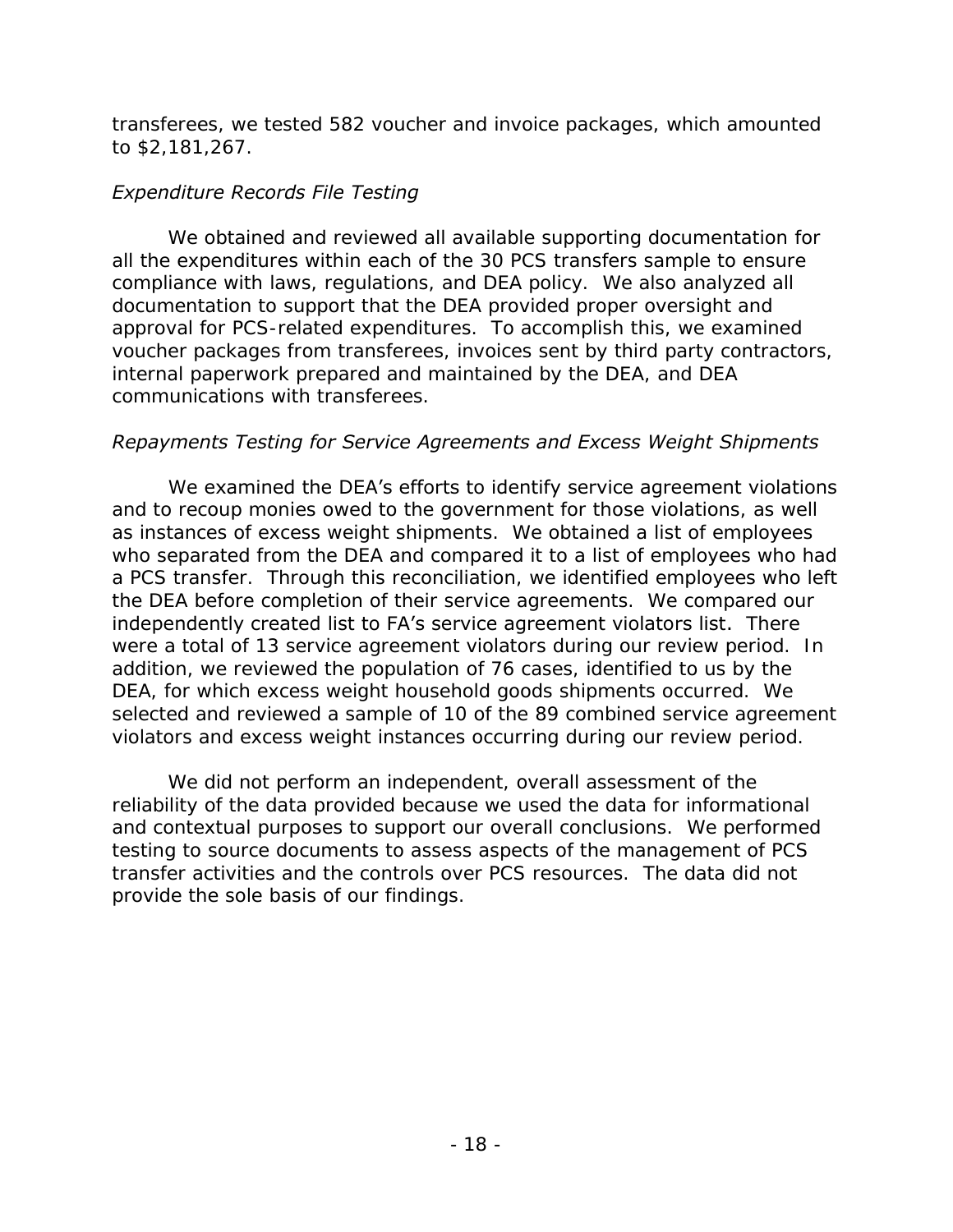transferees, we tested 582 voucher and invoice packages, which amounted to $2,181,267.

*Expenditure Records File Testing*

We obtained and reviewed all available supporting documentation for all the expenditures within each of the 30 PCS transfers sample to ensure compliance with laws, regulations, and DEA policy. We also analyzed all documentation to support that the DEA provided proper oversight and approval for PCS-related expenditures. To accomplish this, we examined voucher packages from transferees, invoices sent by third party contractors, internal paperwork prepared and maintained by the DEA, and DEA communications with transferees.

*Repayments Testing for Service Agreements and Excess Weight Shipments*

We examined the DEA's efforts to identify service agreement violations and to recoup monies owed to the government for those violations, as well as instances of excess weight shipments. We obtained a list of employees who separated from the DEA and compared it to a list of employees who had a PCS transfer. Through this reconciliation, we identified employees who left the DEA before completion of their service agreements. We compared our independently created list to FA's service agreement violators list. There were a total of 13 service agreement violators during our review period. In addition, we reviewed the population of 76 cases, identified to us by the DEA, for which excess weight household goods shipments occurred. We selected and reviewed a sample of 10 of the 89 combined service agreement violators and excess weight instances occurring during our review period.

We did not perform an independent, overall assessment of the reliability of the data provided because we used the data for informational and contextual purposes to support our overall conclusions. We performed testing to source documents to assess aspects of the management of PCS transfer activities and the controls over PCS resources. The data did not provide the sole basis of our findings.